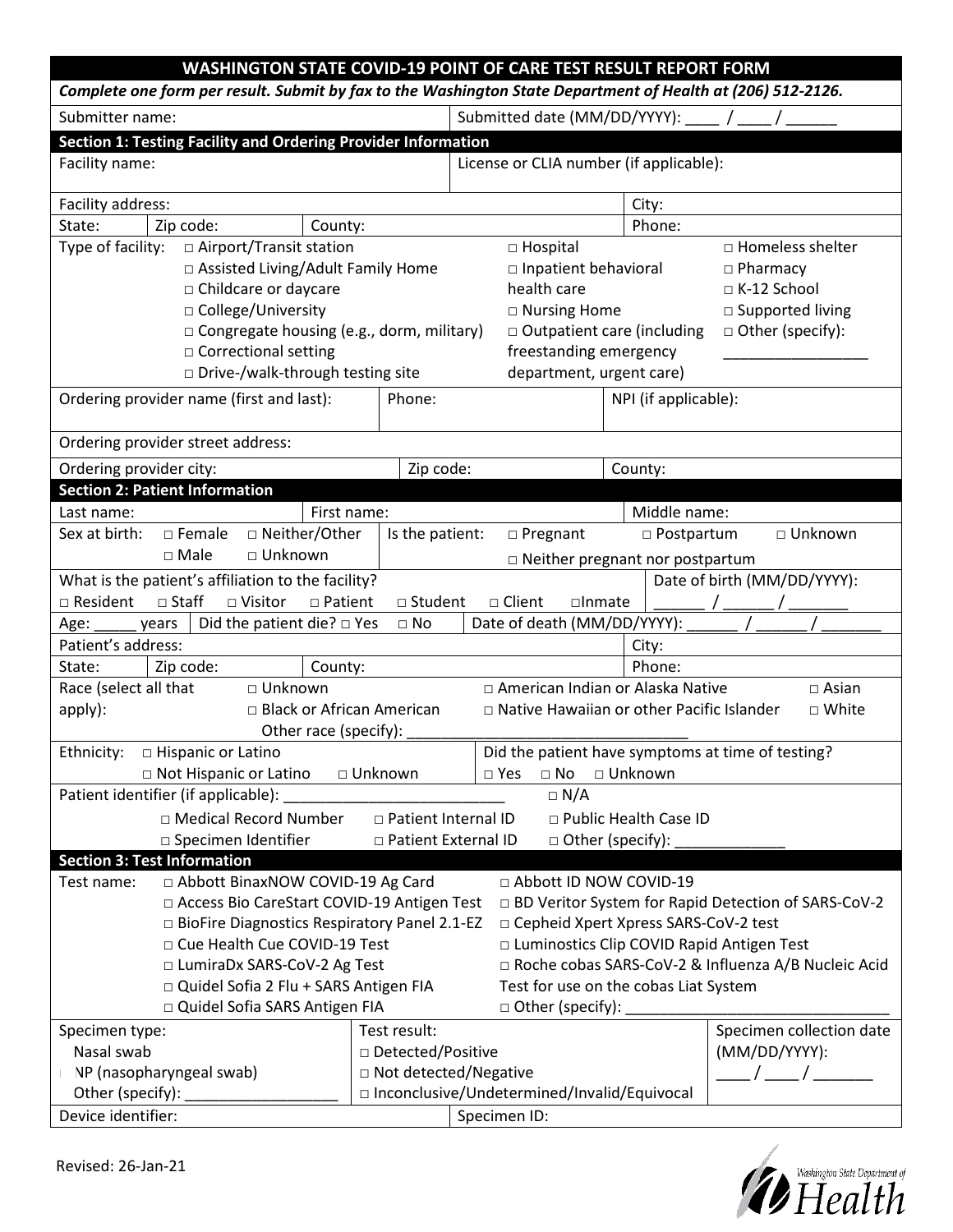# WASHINGTON STATE COVID-19 POINT OF CARE TEST RESULT REPORT FORM

***Complete one form per result. Submit by fax to the Washington State Department of Health at (206) 512-2126.***

Submitter name:

Submitted date (MM/DD/YYYY): ____ / ____ / ______

## Section 1: Testing Facility and Ordering Provider Information

Facility name:

License or CLIA number (if applicable):

Facility address:

City:

State: | Zip code: | County: | Phone:

Type of facility:
- □ Airport/Transit station
- □ Assisted Living/Adult Family Home
- □ Childcare or daycare
- □ College/University
- □ Congregate housing (e.g., dorm, military)
- □ Correctional setting
- □ Drive-/walk-through testing site
- □ Hospital
- □ Inpatient behavioral health care
- □ Nursing Home
- □ Outpatient care (including freestanding emergency department, urgent care)
- □ Homeless shelter
- □ Pharmacy
- □ K-12 School
- □ Supported living
- □ Other (specify): _________________

Ordering provider name (first and last): | Phone: | NPI (if applicable):

Ordering provider street address:

Ordering provider city: | Zip code: | County:

## Section 2: Patient Information

Last name: | First name: | Middle name:

Sex at birth: □ Female □ Neither/Other □ Male □ Unknown

Is the patient: □ Pregnant □ Postpartum □ Unknown □ Neither pregnant nor postpartum

What is the patient's affiliation to the facility?
□ Resident □ Staff □ Visitor □ Patient □ Student □ Client □Inmate

Date of birth (MM/DD/YYYY): ______ / ______ / _______

Age: _____ years | Did the patient die? □ Yes □ No | Date of death (MM/DD/YYYY): ______ / ______ / _______

Patient's address:

City:

State: | Zip code: | County: | Phone:

Race (select all that apply): □ Unknown □ Black or African American □ American Indian or Alaska Native □ Native Hawaiian or other Pacific Islander □ Asian □ White
Other race (specify): _________________________________

Ethnicity: □ Hispanic or Latino □ Not Hispanic or Latino □ Unknown

Did the patient have symptoms at time of testing? □ Yes □ No □ Unknown

Patient identifier (if applicable): __________________________ □ N/A

□ Medical Record Number □ Patient Internal ID □ Public Health Case ID
□ Specimen Identifier □ Patient External ID □ Other (specify): _____________

## Section 3: Test Information

Test name:
- □ Abbott BinaxNOW COVID-19 Ag Card
- □ Access Bio CareStart COVID-19 Antigen Test
- □ BioFire Diagnostics Respiratory Panel 2.1-EZ
- □ Cue Health Cue COVID-19 Test
- □ LumiraDx SARS-CoV-2 Ag Test
- □ Quidel Sofia 2 Flu + SARS Antigen FIA
- □ Quidel Sofia SARS Antigen FIA
- □ Abbott ID NOW COVID-19
- □ BD Veritor System for Rapid Detection of SARS-CoV-2
- □ Cepheid Xpert Xpress SARS-CoV-2 test
- □ Luminostics Clip COVID Rapid Antigen Test
- □ Roche cobas SARS-CoV-2 & Influenza A/B Nucleic Acid Test for use on the cobas Liat System
- □ Other (specify): _______________________________

Specimen type:
- Nasal swab
- NP (nasopharyngeal swab)
- Other (specify): __________________

Test result:
- □ Detected/Positive
- □ Not detected/Negative
- □ Inconclusive/Undetermined/Invalid/Equivocal

Specimen collection date (MM/DD/YYYY): ____ / ____ / _______

Device identifier: | Specimen ID:

Revised: 26-Jan-21

Washington State Department of Health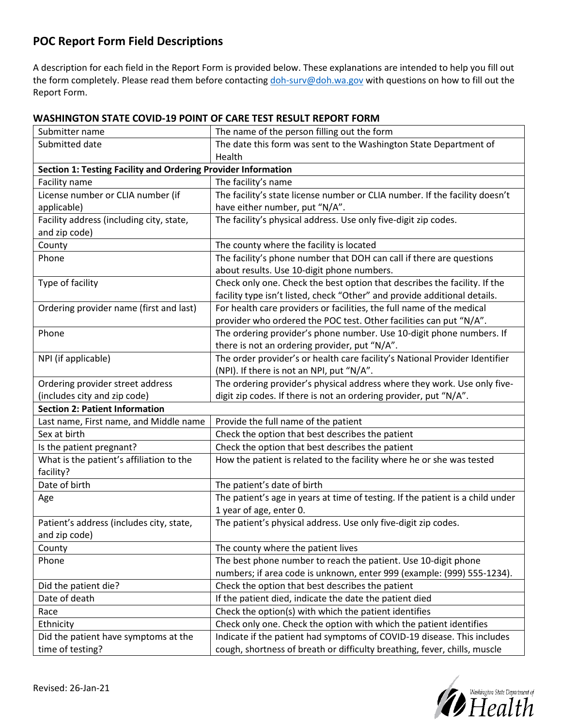## POC Report Form Field Descriptions

A description for each field in the Report Form is provided below. These explanations are intended to help you fill out the form completely. Please read them before contacting doh-surv@doh.wa.gov with questions on how to fill out the Report Form.

### WASHINGTON STATE COVID-19 POINT OF CARE TEST RESULT REPORT FORM

| | |
|---|---|
| Submitter name | The name of the person filling out the form |
| Submitted date | The date this form was sent to the Washington State Department of Health |
| **Section 1: Testing Facility and Ordering Provider Information** | |
| Facility name | The facility's name |
| License number or CLIA number (if applicable) | The facility's state license number or CLIA number. If the facility doesn't have either number, put "N/A". |
| Facility address (including city, state, and zip code) | The facility's physical address. Use only five-digit zip codes. |
| County | The county where the facility is located |
| Phone | The facility's phone number that DOH can call if there are questions about results. Use 10-digit phone numbers. |
| Type of facility | Check only one. Check the best option that describes the facility. If the facility type isn't listed, check "Other" and provide additional details. |
| Ordering provider name (first and last) | For health care providers or facilities, the full name of the medical provider who ordered the POC test. Other facilities can put "N/A". |
| Phone | The ordering provider's phone number. Use 10-digit phone numbers. If there is not an ordering provider, put "N/A". |
| NPI (if applicable) | The order provider's or health care facility's National Provider Identifier (NPI). If there is not an NPI, put "N/A". |
| Ordering provider street address (includes city and zip code) | The ordering provider's physical address where they work. Use only five-digit zip codes. If there is not an ordering provider, put "N/A". |
| **Section 2: Patient Information** | |
| Last name, First name, and Middle name | Provide the full name of the patient |
| Sex at birth | Check the option that best describes the patient |
| Is the patient pregnant? | Check the option that best describes the patient |
| What is the patient's affiliation to the facility? | How the patient is related to the facility where he or she was tested |
| Date of birth | The patient's date of birth |
| Age | The patient's age in years at time of testing. If the patient is a child under 1 year of age, enter 0. |
| Patient's address (includes city, state, and zip code) | The patient's physical address. Use only five-digit zip codes. |
| County | The county where the patient lives |
| Phone | The best phone number to reach the patient. Use 10-digit phone numbers; if area code is unknown, enter 999 (example: (999) 555-1234). |
| Did the patient die? | Check the option that best describes the patient |
| Date of death | If the patient died, indicate the date the patient died |
| Race | Check the option(s) with which the patient identifies |
| Ethnicity | Check only one. Check the option with which the patient identifies |
| Did the patient have symptoms at the time of testing? | Indicate if the patient had symptoms of COVID-19 disease. This includes cough, shortness of breath or difficulty breathing, fever, chills, muscle |

Revised: 26-Jan-21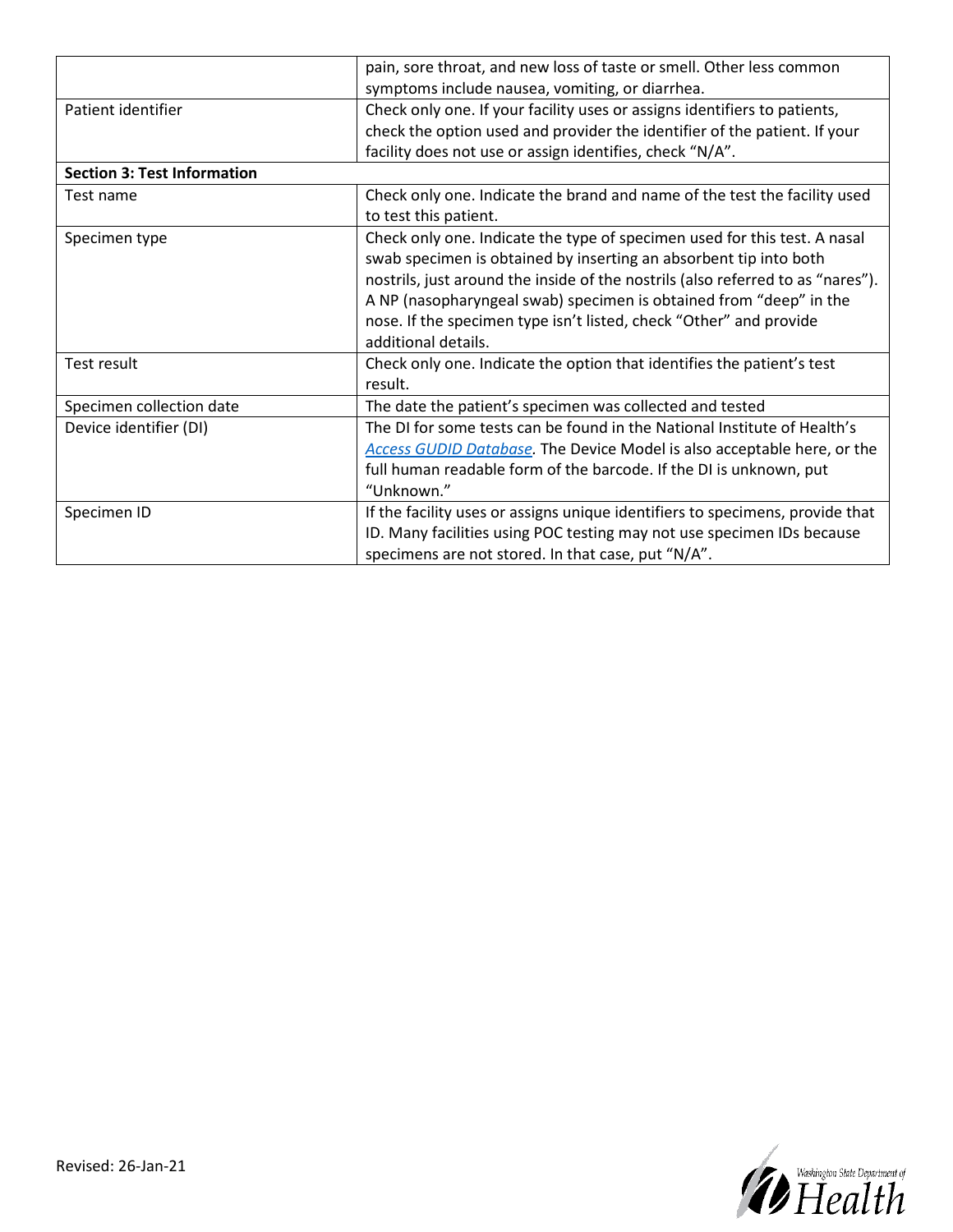| | |
|---|---|
| | pain, sore throat, and new loss of taste or smell. Other less common symptoms include nausea, vomiting, or diarrhea. |
| Patient identifier | Check only one. If your facility uses or assigns identifiers to patients, check the option used and provider the identifier of the patient. If your facility does not use or assign identifies, check “N/A”. |
| **Section 3: Test Information** | |
| Test name | Check only one. Indicate the brand and name of the test the facility used to test this patient. |
| Specimen type | Check only one. Indicate the type of specimen used for this test. A nasal swab specimen is obtained by inserting an absorbent tip into both nostrils, just around the inside of the nostrils (also referred to as “nares”). A NP (nasopharyngeal swab) specimen is obtained from “deep” in the nose. If the specimen type isn’t listed, check “Other” and provide additional details. |
| Test result | Check only one. Indicate the option that identifies the patient’s test result. |
| Specimen collection date | The date the patient’s specimen was collected and tested |
| Device identifier (DI) | The DI for some tests can be found in the National Institute of Health’s *Access GUDID Database.* The Device Model is also acceptable here, or the full human readable form of the barcode. If the DI is unknown, put “Unknown.” |
| Specimen ID | If the facility uses or assigns unique identifiers to specimens, provide that ID. Many facilities using POC testing may not use specimen IDs because specimens are not stored. In that case, put “N/A”. |

Revised: 26-Jan-21